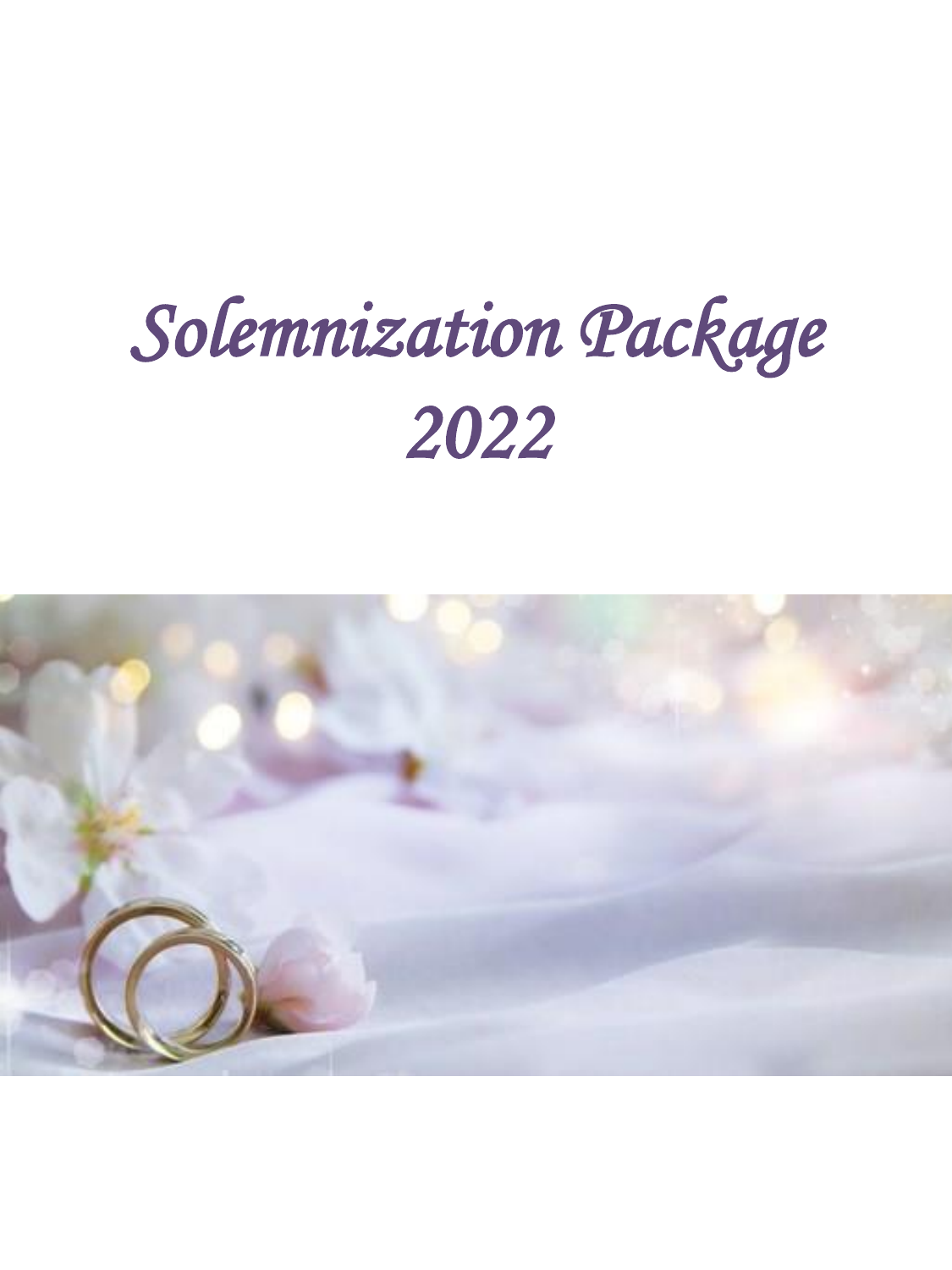# *Solemnization Package 2022*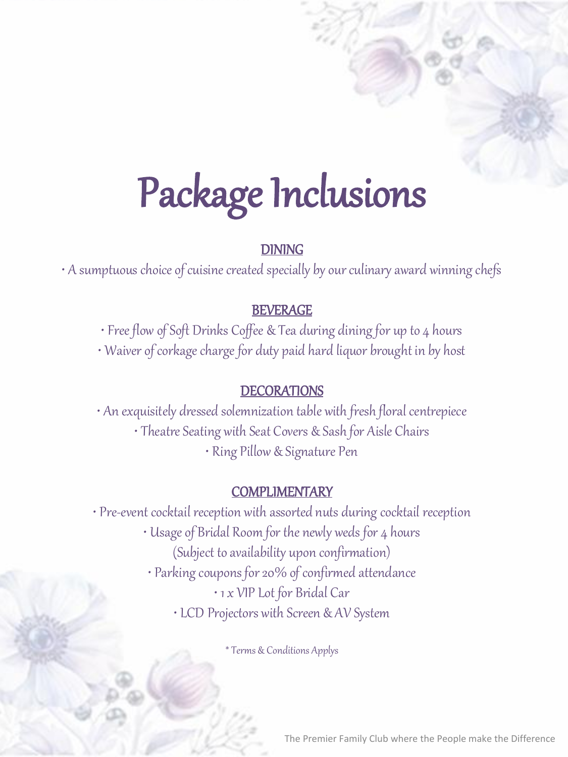# Package Inclusions

## DINING

• A sumptuous choice of cuisine created specially by our culinary award winning chefs

## BEVERAGE

• Free flow of Soft Drinks Coffee & Tea during dining for up to 4 hours
• Waiver of corkage charge for duty paid hard liquor brought in by host

## DECORATIONS

• An exquisitely dressed solemnization table with fresh floral centrepiece
• Theatre Seating with Seat Covers & Sash for Aisle Chairs
• Ring Pillow & Signature Pen

## COMPLIMENTARY

• Pre-event cocktail reception with assorted nuts during cocktail reception
• Usage of Bridal Room for the newly weds for 4 hours
(Subject to availability upon confirmation)
• Parking coupons for 20% of confirmed attendance
• 1 x VIP Lot for Bridal Car
• LCD Projectors with Screen & AV System

* Terms & Conditions Applys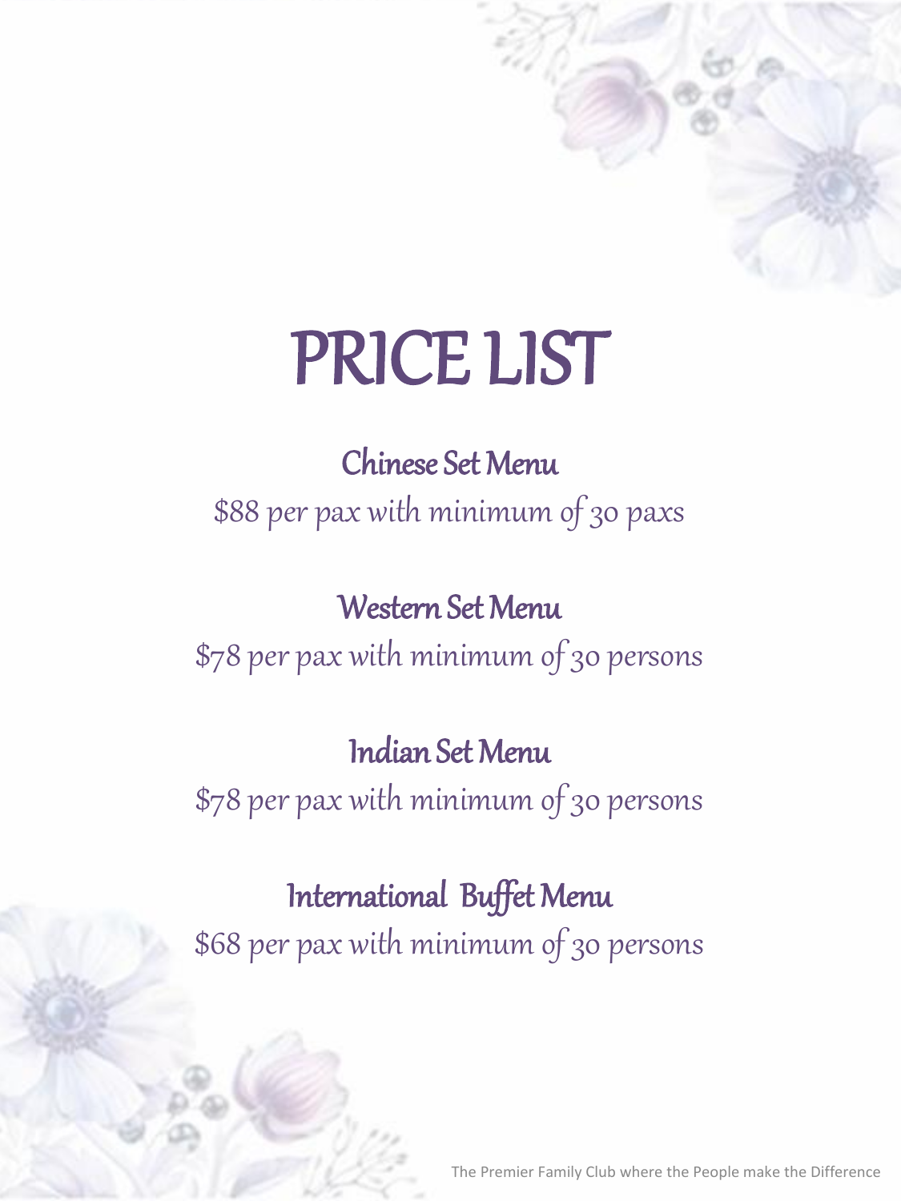# PRICE LIST

## Chinese Set Menu

*$88 per pax with minimum of 30 paxs*

## Western Set Menu

*$78 per pax with minimum of 30 persons*

## Indian Set Menu

*$78 per pax with minimum of 30 persons*

## International Buffet Menu

*$68 per pax with minimum of 30 persons*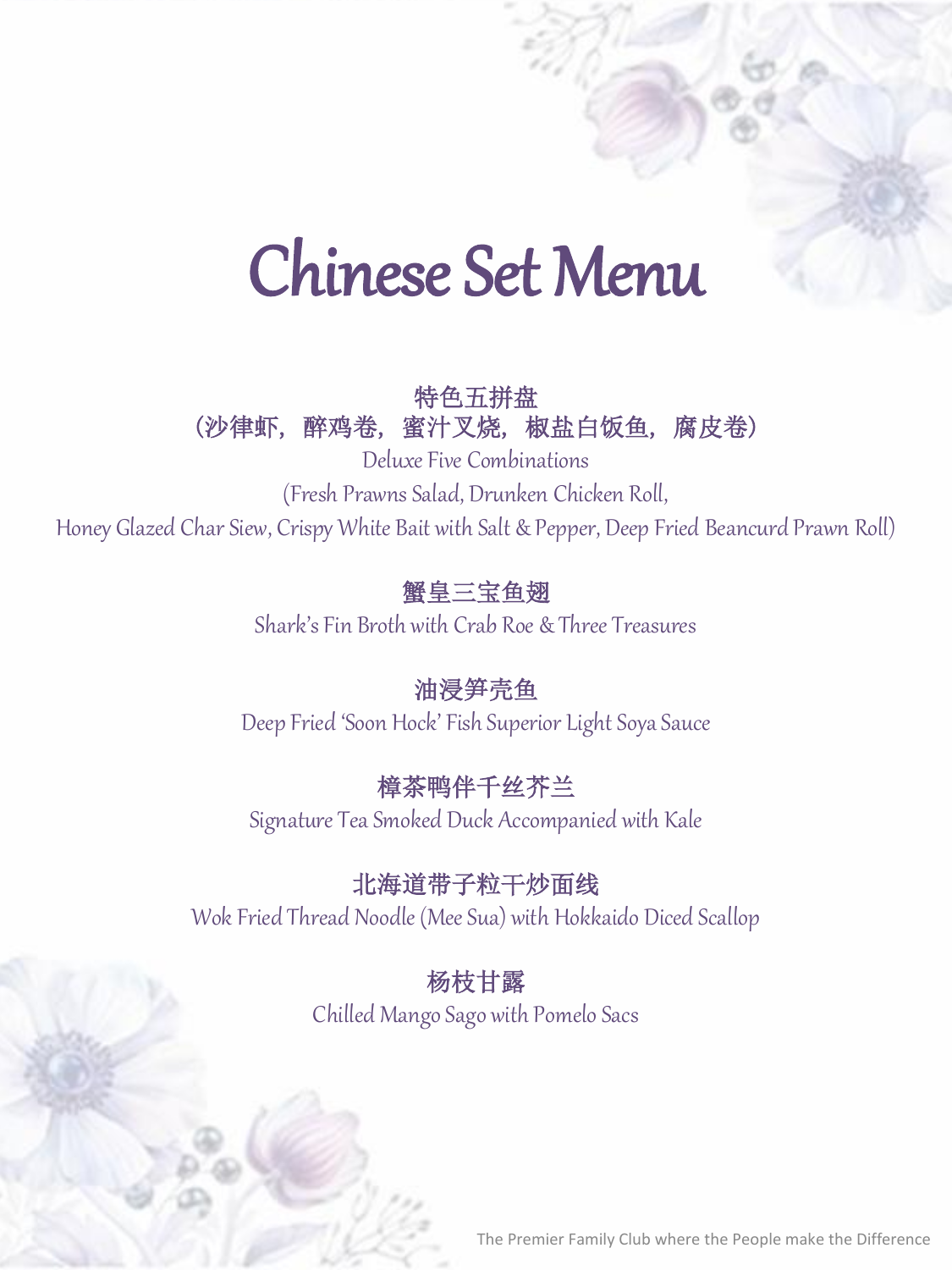# Chinese Set Menu

**特色五拼盘**
**（沙律虾，醉鸡卷，蜜汁叉烧，椒盐白饭鱼，腐皮卷）**
Deluxe Five Combinations
(Fresh Prawns Salad, Drunken Chicken Roll,
Honey Glazed Char Siew, Crispy White Bait with Salt & Pepper, Deep Fried Beancurd Prawn Roll)

**蟹皇三宝鱼翅**
Shark's Fin Broth with Crab Roe & Three Treasures

**油浸笋壳鱼**
Deep Fried 'Soon Hock' Fish Superior Light Soya Sauce

**樟茶鸭伴千丝芥兰**
Signature Tea Smoked Duck Accompanied with Kale

**北海道带子粒干炒面线**
Wok Fried Thread Noodle (Mee Sua) with Hokkaido Diced Scallop

**杨枝甘露**
Chilled Mango Sago with Pomelo Sacs

The Premier Family Club where the People make the Difference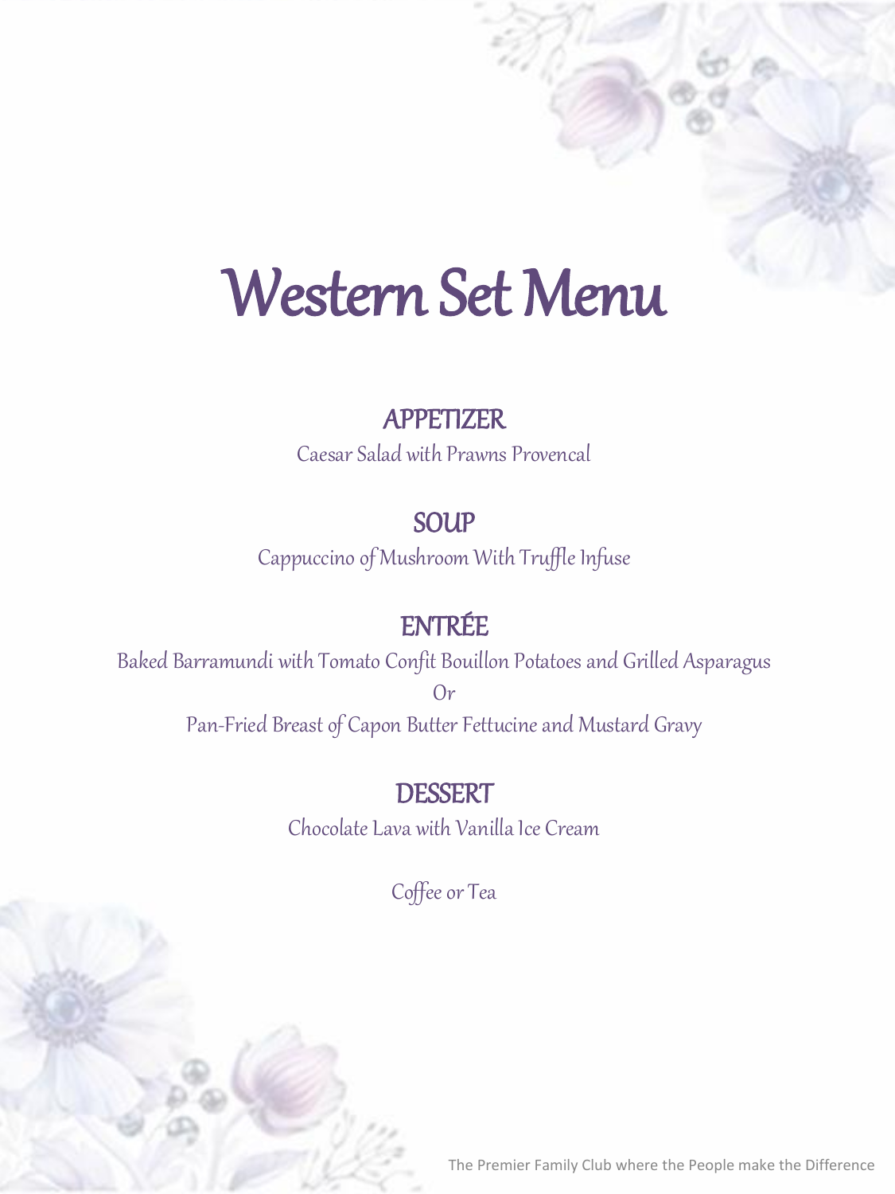# Western Set Menu

## APPETIZER

Caesar Salad with Prawns Provencal

## SOUP

Cappuccino of Mushroom With Truffle Infuse

## ENTRÉE

Baked Barramundi with Tomato Confit Bouillon Potatoes and Grilled Asparagus

Or

Pan-Fried Breast of Capon Butter Fettucine and Mustard Gravy

## DESSERT

Chocolate Lava with Vanilla Ice Cream

Coffee or Tea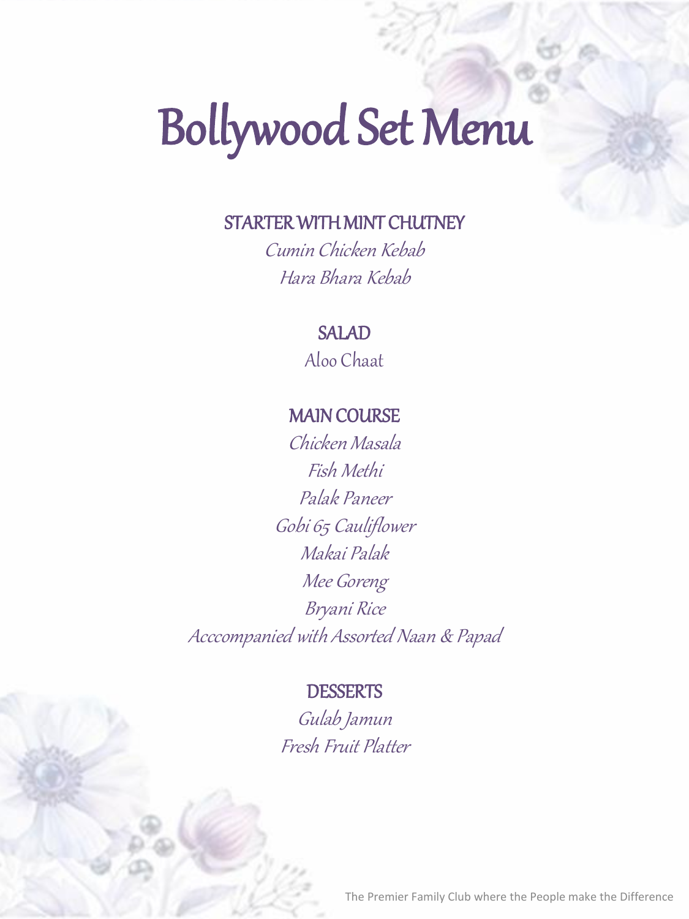# Bollywood Set Menu

## STARTER WITH MINT CHUTNEY

*Cumin Chicken Kebab*

*Hara Bhara Kebab*

## SALAD

Aloo Chaat

## MAIN COURSE

*Chicken Masala*

*Fish Methi*

*Palak Paneer*

*Gobi 65 Cauliflower*

*Makai Palak*

*Mee Goreng*

*Bryani Rice*

*Acccompanied with Assorted Naan & Papad*

## DESSERTS

*Gulab Jamun*

*Fresh Fruit Platter*

The Premier Family Club where the People make the Difference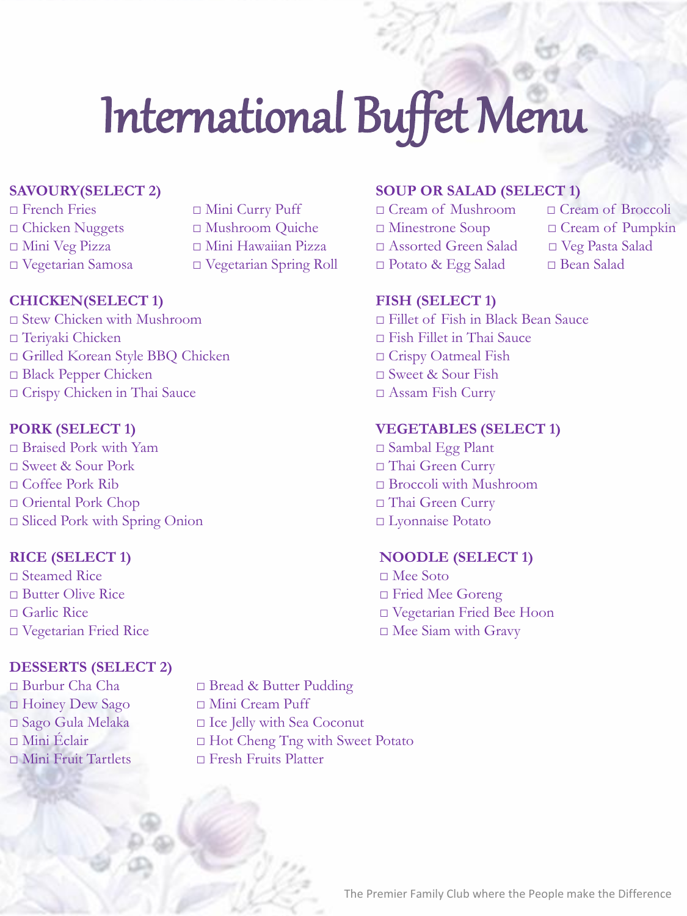# International Buffet Menu

## SAVOURY(SELECT 2)

- □ French Fries
- □ Chicken Nuggets
- □ Mini Veg Pizza
- □ Vegetarian Samosa
- □ Mini Curry Puff
- □ Mushroom Quiche
- □ Mini Hawaiian Pizza
- □ Vegetarian Spring Roll

## CHICKEN(SELECT 1)

- □ Stew Chicken with Mushroom
- □ Teriyaki Chicken
- □ Grilled Korean Style BBQ Chicken
- □ Black Pepper Chicken
- □ Crispy Chicken in Thai Sauce

## PORK (SELECT 1)

- □ Braised Pork with Yam
- □ Sweet & Sour Pork
- □ Coffee Pork Rib
- □ Oriental Pork Chop
- □ Sliced Pork with Spring Onion

## RICE (SELECT 1)

- □ Steamed Rice
- □ Butter Olive Rice
- □ Garlic Rice
- □ Vegetarian Fried Rice

## DESSERTS (SELECT 2)

- □ Burbur Cha Cha
- □ Hoiney Dew Sago
- □ Sago Gula Melaka
- □ Mini Éclair
- □ Mini Fruit Tartlets
- □ Bread & Butter Pudding
- □ Mini Cream Puff
- □ Ice Jelly with Sea Coconut
- □ Hot Cheng Tng with Sweet Potato
- □ Fresh Fruits Platter

## SOUP OR SALAD (SELECT 1)

- □ Cream of Mushroom
- □ Minestrone Soup
- □ Assorted Green Salad
- □ Potato & Egg Salad
- □ Cream of Broccoli
- □ Cream of Pumpkin
- □ Veg Pasta Salad
- □ Bean Salad

## FISH (SELECT 1)

- □ Fillet of Fish in Black Bean Sauce
- □ Fish Fillet in Thai Sauce
- □ Crispy Oatmeal Fish
- □ Sweet & Sour Fish
- □ Assam Fish Curry

## VEGETABLES (SELECT 1)

- □ Sambal Egg Plant
- □ Thai Green Curry
- □ Broccoli with Mushroom
- □ Thai Green Curry
- □ Lyonnaise Potato

## NOODLE (SELECT 1)

- □ Mee Soto
- □ Fried Mee Goreng
- □ Vegetarian Fried Bee Hoon
- □ Mee Siam with Gravy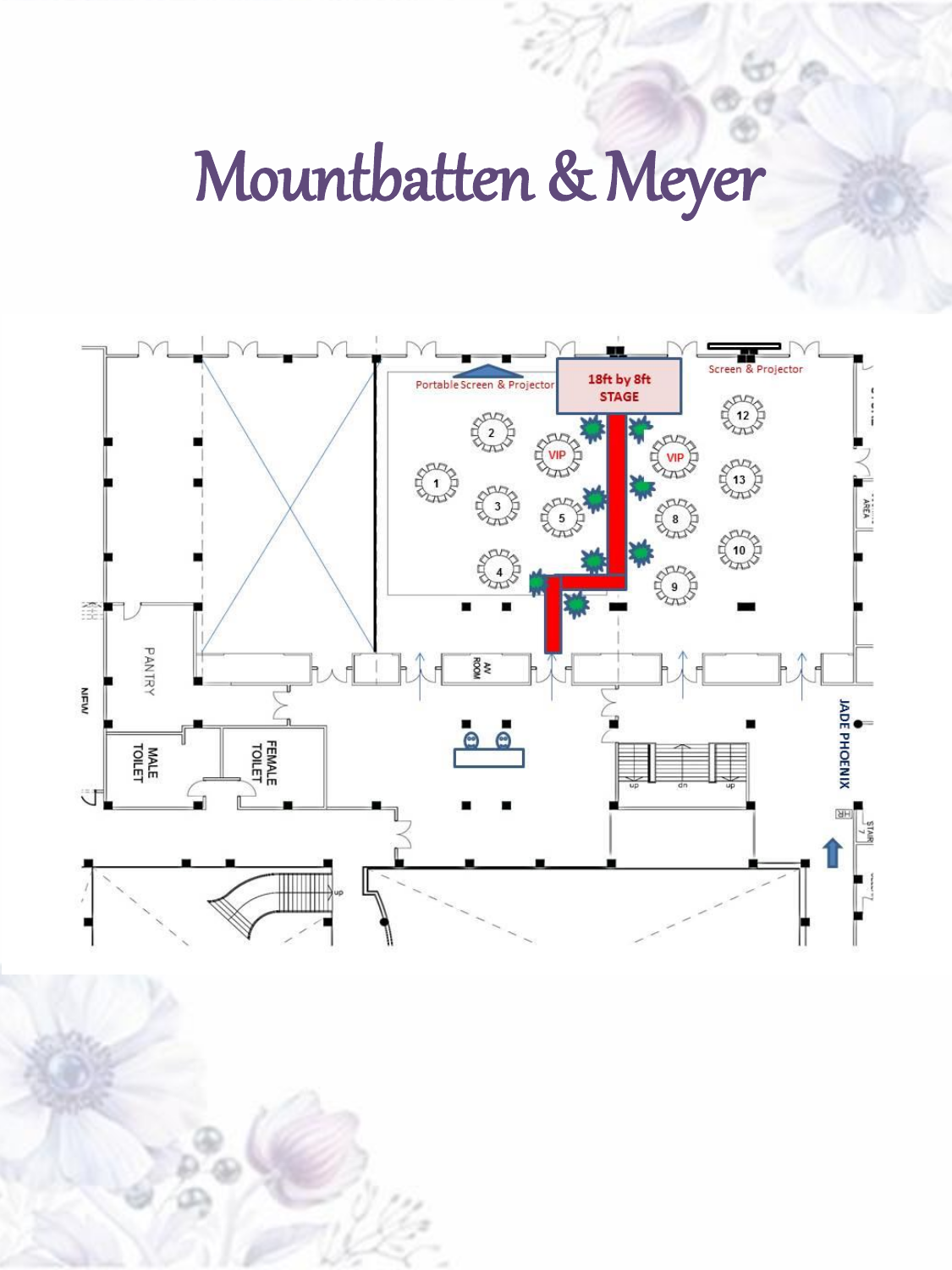# Mountbatten & Meyer

Portable Screen & Projector

18ft by 8ft
STAGE

Screen & Projector

2

VIP

VIP

12

1

3

5

8

13

10

4

9

AV ROOM

PANTRY

MALE TOILET

FEMALE TOILET

JADE PHOENIX

up

dn

up

STAIR 7